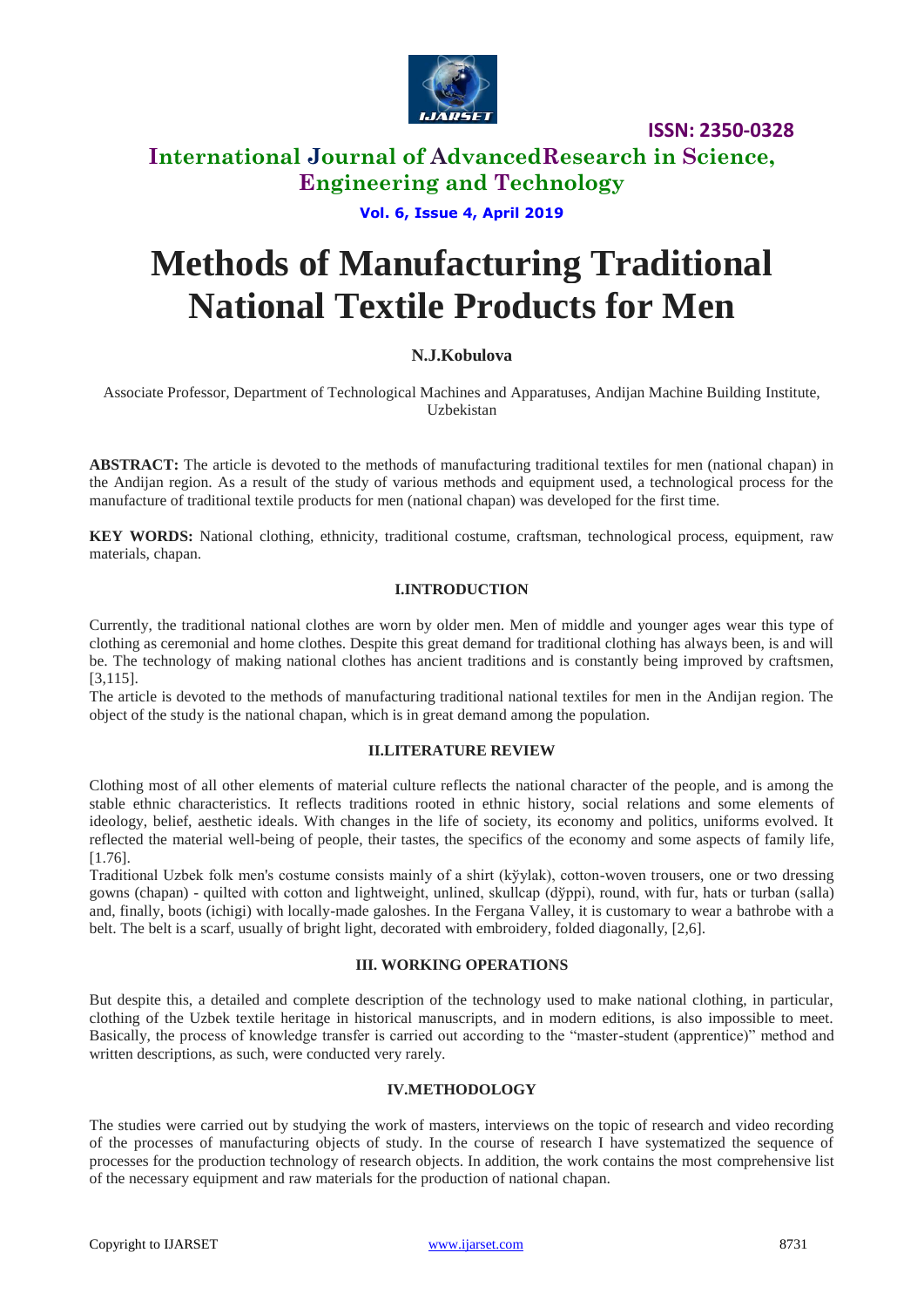# Methods of Manufacturing Traditional National Textile Products for Men

**N.J.Kobulova**

Associate Professor, Department of Technological Machines and Apparatuses, Andijan Machine Building Institute, Uzbekistan

**ABSTRACT:** The article is devoted to the methods of manufacturing traditional textiles for men (national chapan) in the Andijan region. As a result of the study of various methods and equipment used, a technological process for the manufacture of traditional textile products for men (national chapan) was developed for the first time.

**KEY WORDS:** National clothing, ethnicity, traditional costume, craftsman, technological process, equipment, raw materials, chapan.

## I.INTRODUCTION

Currently, the traditional national clothes are worn by older men. Men of middle and younger ages wear this type of clothing as ceremonial and home clothes. Despite this great demand for traditional clothing has always been, is and will be. The technology of making national clothes has ancient traditions and is constantly being improved by craftsmen, [3,115].

The article is devoted to the methods of manufacturing traditional national textiles for men in the Andijan region. The object of the study is the national chapan, which is in great demand among the population.

## II.LITERATURE REVIEW

Clothing most of all other elements of material culture reflects the national character of the people, and is among the stable ethnic characteristics. It reflects traditions rooted in ethnic history, social relations and some elements of ideology, belief, aesthetic ideals. With changes in the life of society, its economy and politics, uniforms evolved. It reflected the material well-being of people, their tastes, the specifics of the economy and some aspects of family life, [1.76].

Traditional Uzbek folk men's costume consists mainly of a shirt (kўylak), cotton-woven trousers, one or two dressing gowns (chapan) - quilted with cotton and lightweight, unlined, skullcap (dўppi), round, with fur, hats or turban (salla) and, finally, boots (ichigi) with locally-made galoshes. In the Fergana Valley, it is customary to wear a bathrobe with a belt. The belt is a scarf, usually of bright light, decorated with embroidery, folded diagonally, [2,6].

## III. WORKING OPERATIONS

But despite this, a detailed and complete description of the technology used to make national clothing, in particular, clothing of the Uzbek textile heritage in historical manuscripts, and in modern editions, is also impossible to meet. Basically, the process of knowledge transfer is carried out according to the "master-student (apprentice)" method and written descriptions, as such, were conducted very rarely.

## IV.METHODOLOGY

The studies were carried out by studying the work of masters, interviews on the topic of research and video recording of the processes of manufacturing objects of study. In the course of research I have systematized the sequence of processes for the production technology of research objects. In addition, the work contains the most comprehensive list of the necessary equipment and raw materials for the production of national chapan.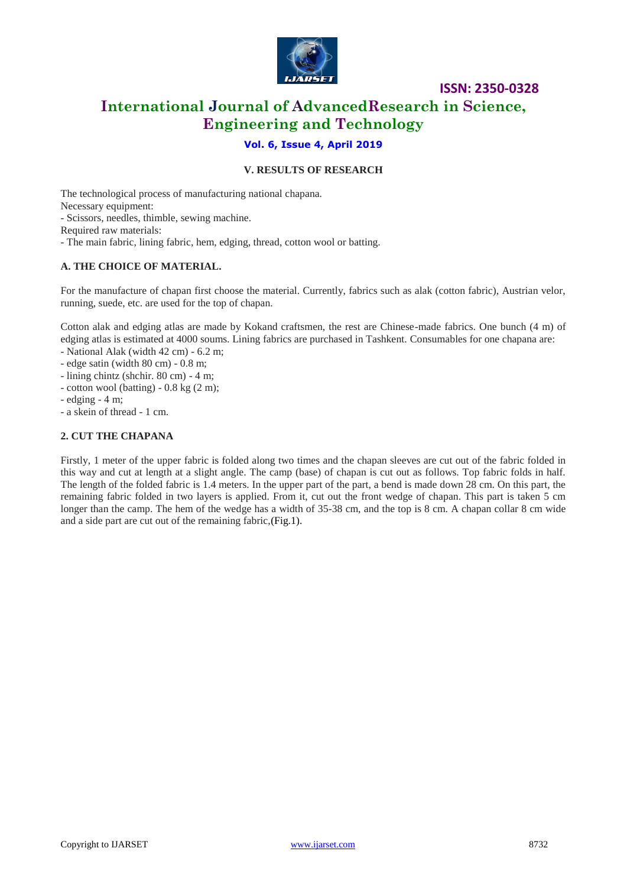## V. RESULTS OF RESEARCH

The technological process of manufacturing national chapana.
Necessary equipment:
- Scissors, needles, thimble, sewing machine.

Required raw materials:
- The main fabric, lining fabric, hem, edging, thread, cotton wool or batting.

### A. THE CHOICE OF MATERIAL.

For the manufacture of chapan first choose the material. Currently, fabrics such as alak (cotton fabric), Austrian velor, running, suede, etc. are used for the top of chapan.

Cotton alak and edging atlas are made by Kokand craftsmen, the rest are Chinese-made fabrics. One bunch (4 m) of edging atlas is estimated at 4000 soums. Lining fabrics are purchased in Tashkent. Consumables for one chapana are:
- National Alak (width 42 cm) - 6.2 m;
- edge satin (width 80 cm) - 0.8 m;
- lining chintz (shchir. 80 cm) - 4 m;
- cotton wool (batting) - 0.8 kg (2 m);
- edging - 4 m;
- a skein of thread - 1 cm.

### 2. CUT THE CHAPANA

Firstly, 1 meter of the upper fabric is folded along two times and the chapan sleeves are cut out of the fabric folded in this way and cut at length at a slight angle. The camp (base) of chapan is cut out as follows. Top fabric folds in half. The length of the folded fabric is 1.4 meters. In the upper part of the part, a bend is made down 28 cm. On this part, the remaining fabric folded in two layers is applied. From it, cut out the front wedge of chapan. This part is taken 5 cm longer than the camp. The hem of the wedge has a width of 35-38 cm, and the top is 8 cm. A chapan collar 8 cm wide and a side part are cut out of the remaining fabric,(Fig.1).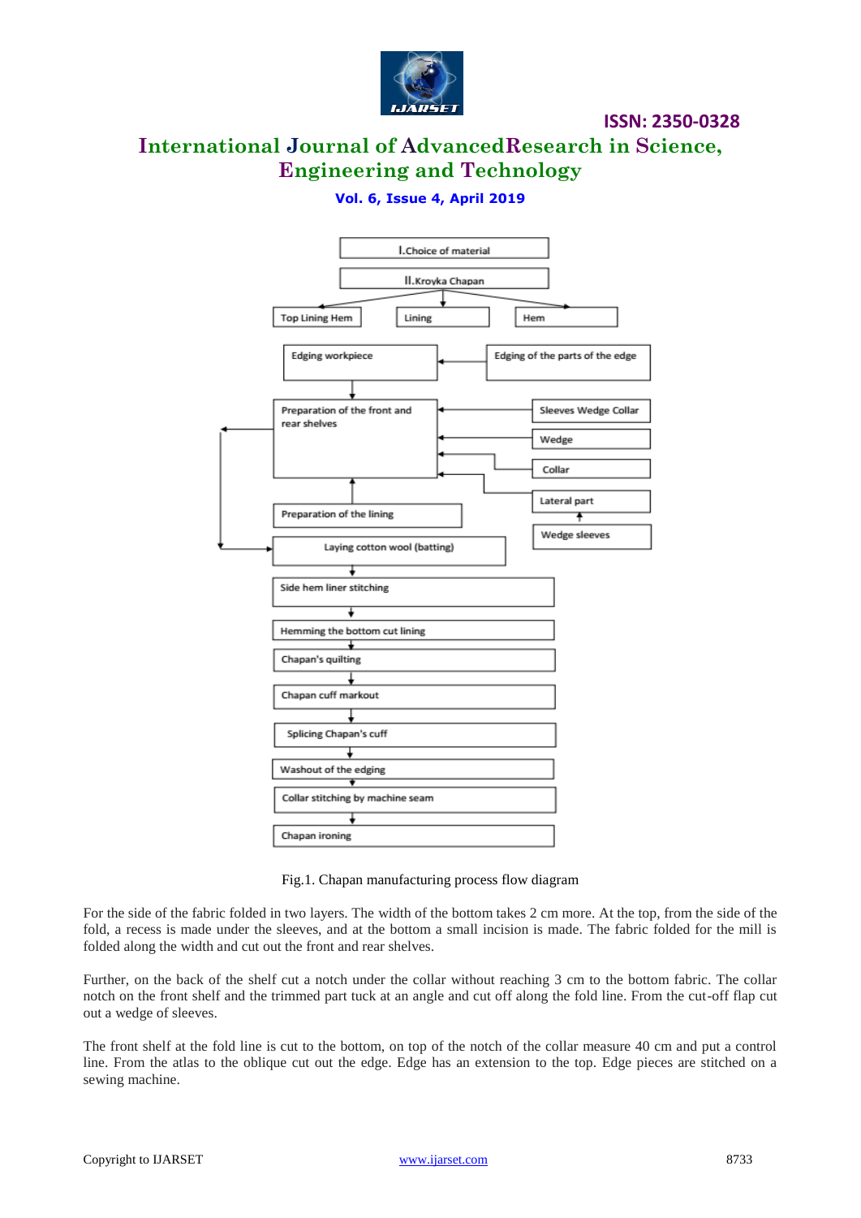I.Choice of material

II.Kroyka Chapan

Top Lining Hem | Lining | Hem

Edging workpiece ← Edging of the parts of the edge

Preparation of the front and rear shelves ← Sleeves Wedge Collar, Wedge, Collar, Lateral part

Wedge sleeves → Lateral part

Preparation of the lining

Laying cotton wool (batting)

Side hem liner stitching

Hemming the bottom cut lining

Chapan's quilting

Chapan cuff markout

Splicing Chapan's cuff

Washout of the edging

Collar stitching by machine seam

Chapan ironing

Fig.1. Chapan manufacturing process flow diagram

For the side of the fabric folded in two layers. The width of the bottom takes 2 cm more. At the top, from the side of the fold, a recess is made under the sleeves, and at the bottom a small incision is made. The fabric folded for the mill is folded along the width and cut out the front and rear shelves.

Further, on the back of the shelf cut a notch under the collar without reaching 3 cm to the bottom fabric. The collar notch on the front shelf and the trimmed part tuck at an angle and cut off along the fold line. From the cut-off flap cut out a wedge of sleeves.

The front shelf at the fold line is cut to the bottom, on top of the notch of the collar measure 40 cm and put a control line. From the atlas to the oblique cut out the edge. Edge has an extension to the top. Edge pieces are stitched on a sewing machine.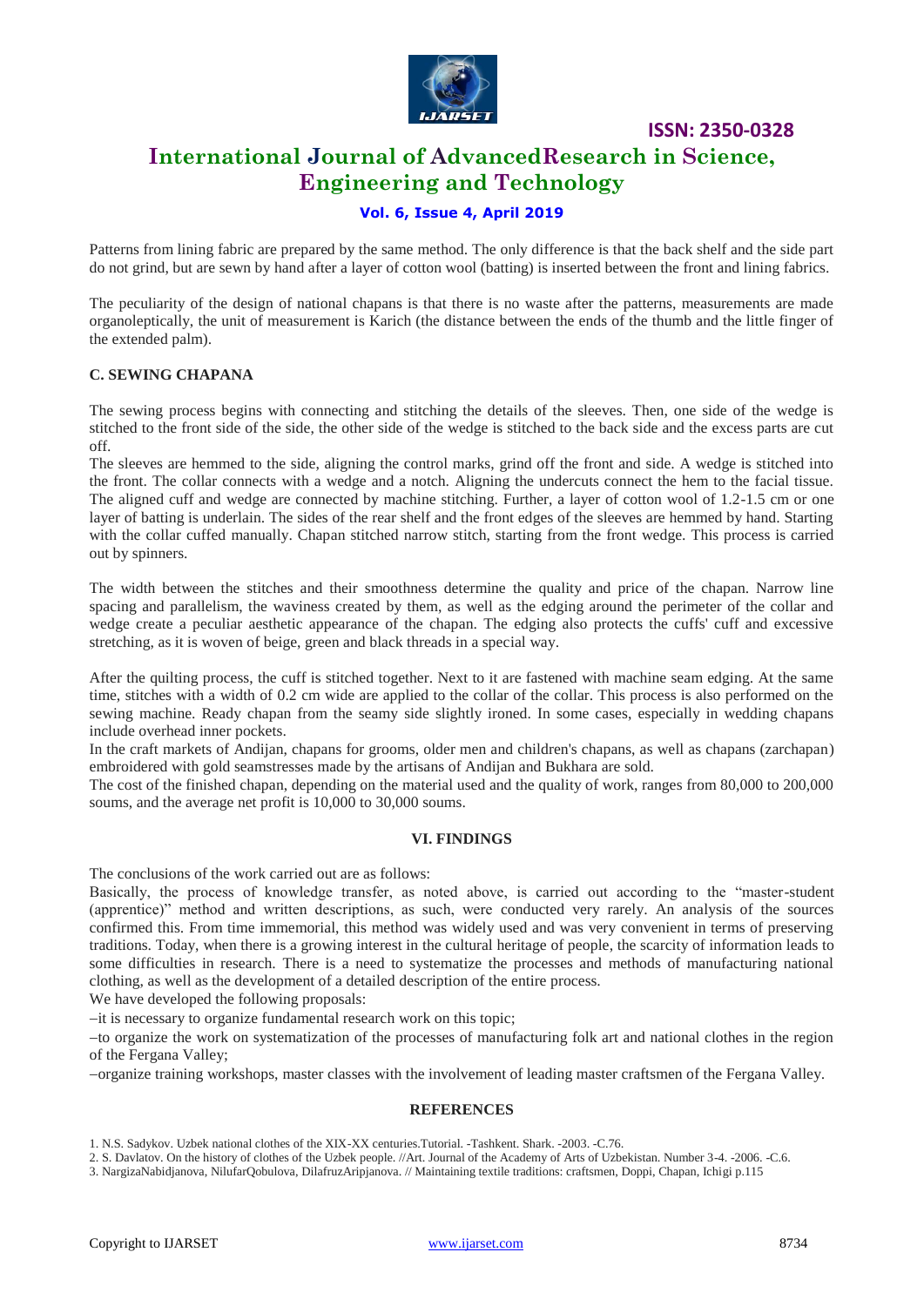Patterns from lining fabric are prepared by the same method. The only difference is that the back shelf and the side part do not grind, but are sewn by hand after a layer of cotton wool (batting) is inserted between the front and lining fabrics.

The peculiarity of the design of national chapans is that there is no waste after the patterns, measurements are made organoleptically, the unit of measurement is Karich (the distance between the ends of the thumb and the little finger of the extended palm).

### C. SEWING CHAPANA

The sewing process begins with connecting and stitching the details of the sleeves. Then, one side of the wedge is stitched to the front side of the side, the other side of the wedge is stitched to the back side and the excess parts are cut off.

The sleeves are hemmed to the side, aligning the control marks, grind off the front and side. A wedge is stitched into the front. The collar connects with a wedge and a notch. Aligning the undercuts connect the hem to the facial tissue. The aligned cuff and wedge are connected by machine stitching. Further, a layer of cotton wool of 1.2-1.5 cm or one layer of batting is underlain. The sides of the rear shelf and the front edges of the sleeves are hemmed by hand. Starting with the collar cuffed manually. Chapan stitched narrow stitch, starting from the front wedge. This process is carried out by spinners.

The width between the stitches and their smoothness determine the quality and price of the chapan. Narrow line spacing and parallelism, the waviness created by them, as well as the edging around the perimeter of the collar and wedge create a peculiar aesthetic appearance of the chapan. The edging also protects the cuffs' cuff and excessive stretching, as it is woven of beige, green and black threads in a special way.

After the quilting process, the cuff is stitched together. Next to it are fastened with machine seam edging. At the same time, stitches with a width of 0.2 cm wide are applied to the collar of the collar. This process is also performed on the sewing machine. Ready chapan from the seamy side slightly ironed. In some cases, especially in wedding chapans include overhead inner pockets.

In the craft markets of Andijan, chapans for grooms, older men and children's chapans, as well as chapans (zarchapan) embroidered with gold seamstresses made by the artisans of Andijan and Bukhara are sold.

The cost of the finished chapan, depending on the material used and the quality of work, ranges from 80,000 to 200,000 soums, and the average net profit is 10,000 to 30,000 soums.

## VI. FINDINGS

The conclusions of the work carried out are as follows:

Basically, the process of knowledge transfer, as noted above, is carried out according to the "master-student (apprentice)" method and written descriptions, as such, were conducted very rarely. An analysis of the sources confirmed this. From time immemorial, this method was widely used and was very convenient in terms of preserving traditions. Today, when there is a growing interest in the cultural heritage of people, the scarcity of information leads to some difficulties in research. There is a need to systematize the processes and methods of manufacturing national clothing, as well as the development of a detailed description of the entire process.

We have developed the following proposals:

–it is necessary to organize fundamental research work on this topic;

–to organize the work on systematization of the processes of manufacturing folk art and national clothes in the region of the Fergana Valley;

–organize training workshops, master classes with the involvement of leading master craftsmen of the Fergana Valley.

## REFERENCES

1. N.S. Sadykov. Uzbek national clothes of the XIX-XX centuries.Tutorial. -Tashkent. Shark. -2003. -C.76.
2. S. Davlatov. On the history of clothes of the Uzbek people. //Art. Journal of the Academy of Arts of Uzbekistan. Number 3-4. -2006. -C.6.
3. NargizaNabidjanova, NilufarQobulova, DilafruzAripjanova. // Maintaining textile traditions: craftsmen, Doppi, Chapan, Ichigi p.115